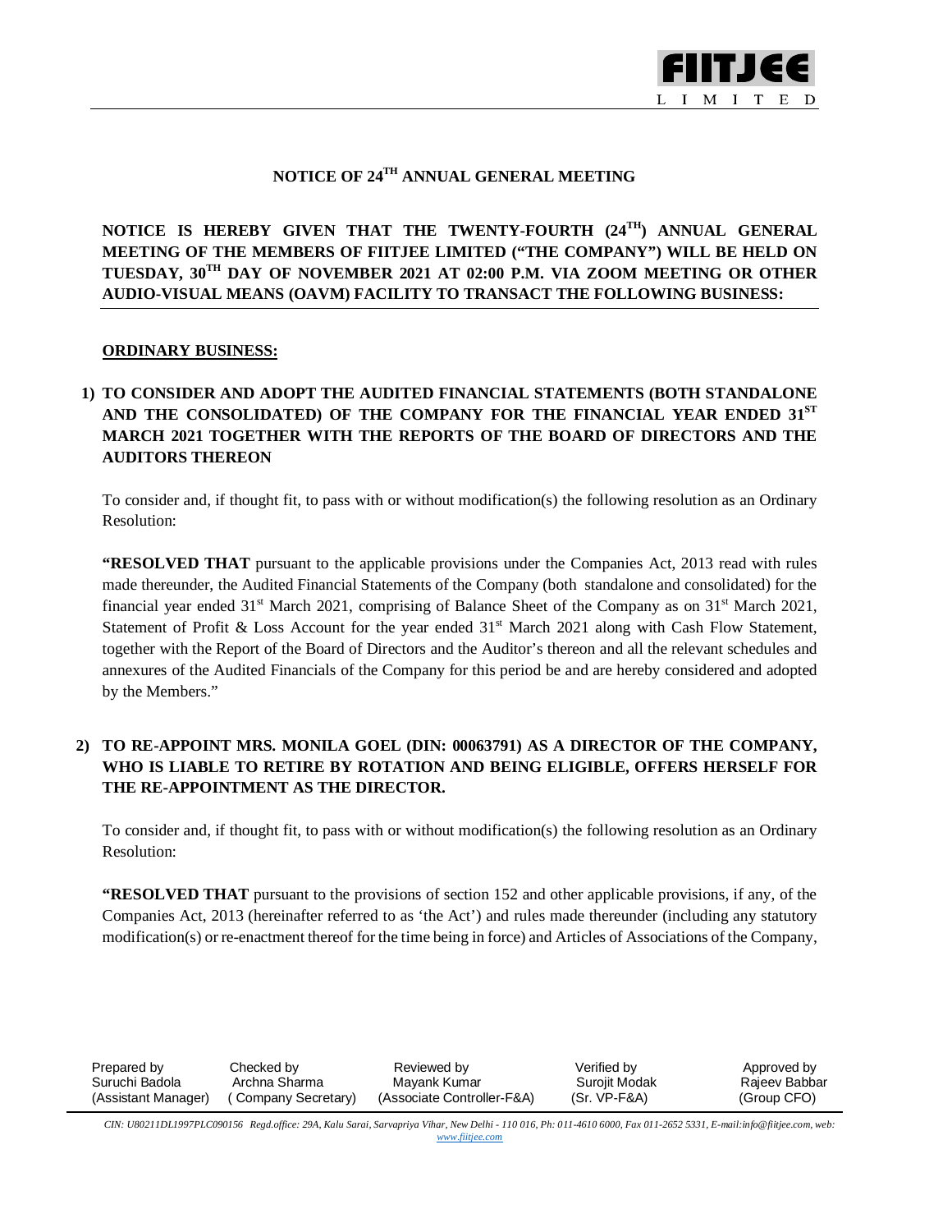# NOTICE OF 24TH ANNUAL GENERAL MEETING

**NOTICE IS HEREBY GIVEN THAT THE TWENTY-FOURTH (24TH) ANNUAL GENERAL MEETING OF THE MEMBERS OF FIITJEE LIMITED ("THE COMPANY") WILL BE HELD ON TUESDAY, 30TH DAY OF NOVEMBER 2021 AT 02:00 P.M. VIA ZOOM MEETING OR OTHER AUDIO-VISUAL MEANS (OAVM) FACILITY TO TRANSACT THE FOLLOWING BUSINESS:**

## ORDINARY BUSINESS:

### 1) TO CONSIDER AND ADOPT THE AUDITED FINANCIAL STATEMENTS (BOTH STANDALONE AND THE CONSOLIDATED) OF THE COMPANY FOR THE FINANCIAL YEAR ENDED 31ST MARCH 2021 TOGETHER WITH THE REPORTS OF THE BOARD OF DIRECTORS AND THE AUDITORS THEREON

To consider and, if thought fit, to pass with or without modification(s) the following resolution as an Ordinary Resolution:

**"RESOLVED THAT** pursuant to the applicable provisions under the Companies Act, 2013 read with rules made thereunder, the Audited Financial Statements of the Company (both standalone and consolidated) for the financial year ended 31st March 2021, comprising of Balance Sheet of the Company as on 31st March 2021, Statement of Profit & Loss Account for the year ended 31st March 2021 along with Cash Flow Statement, together with the Report of the Board of Directors and the Auditor's thereon and all the relevant schedules and annexures of the Audited Financials of the Company for this period be and are hereby considered and adopted by the Members."

### 2) TO RE-APPOINT MRS. MONILA GOEL (DIN: 00063791) AS A DIRECTOR OF THE COMPANY, WHO IS LIABLE TO RETIRE BY ROTATION AND BEING ELIGIBLE, OFFERS HERSELF FOR THE RE-APPOINTMENT AS THE DIRECTOR.

To consider and, if thought fit, to pass with or without modification(s) the following resolution as an Ordinary Resolution:

**"RESOLVED THAT** pursuant to the provisions of section 152 and other applicable provisions, if any, of the Companies Act, 2013 (hereinafter referred to as 'the Act') and rules made thereunder (including any statutory modification(s) or re-enactment thereof for the time being in force) and Articles of Associations of the Company,

| Prepared by | Checked by | Reviewed by | Verified by | Approved by |
|---|---|---|---|---|
| Suruchi Badola | Archna Sharma | Mayank Kumar | Surojit Modak | Rajeev Babbar |
| (Assistant Manager) | ( Company Secretary) | (Associate Controller-F&A) | (Sr. VP-F&A) | (Group CFO) |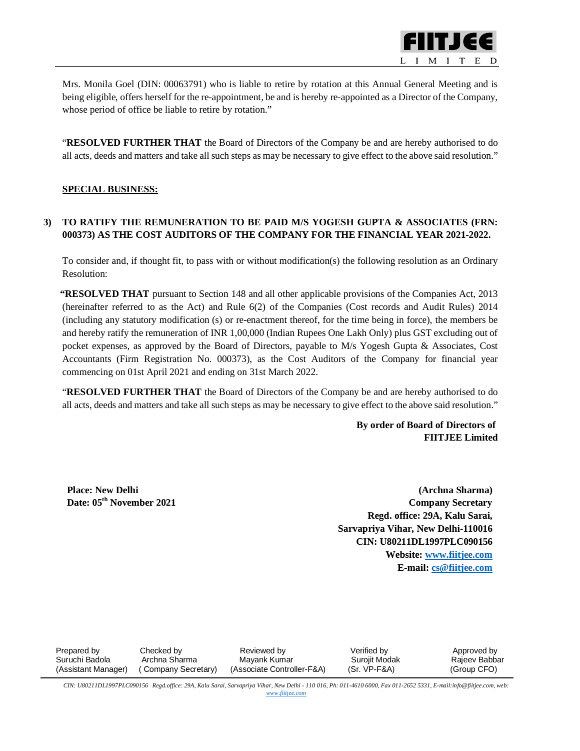Mrs. Monila Goel (DIN: 00063791) who is liable to retire by rotation at this Annual General Meeting and is being eligible, offers herself for the re-appointment, be and is hereby re-appointed as a Director of the Company, whose period of office be liable to retire by rotation."

"**RESOLVED FURTHER THAT** the Board of Directors of the Company be and are hereby authorised to do all acts, deeds and matters and take all such steps as may be necessary to give effect to the above said resolution."

**SPECIAL BUSINESS:**

**3) TO RATIFY THE REMUNERATION TO BE PAID M/S YOGESH GUPTA & ASSOCIATES (FRN: 000373) AS THE COST AUDITORS OF THE COMPANY FOR THE FINANCIAL YEAR 2021-2022.**

To consider and, if thought fit, to pass with or without modification(s) the following resolution as an Ordinary Resolution:

**"RESOLVED THAT** pursuant to Section 148 and all other applicable provisions of the Companies Act, 2013 (hereinafter referred to as the Act) and Rule 6(2) of the Companies (Cost records and Audit Rules) 2014 (including any statutory modification (s) or re-enactment thereof, for the time being in force), the members be and hereby ratify the remuneration of INR 1,00,000 (Indian Rupees One Lakh Only) plus GST excluding out of pocket expenses, as approved by the Board of Directors, payable to M/s Yogesh Gupta & Associates, Cost Accountants (Firm Registration No. 000373), as the Cost Auditors of the Company for financial year commencing on 01st April 2021 and ending on 31st March 2022.

"**RESOLVED FURTHER THAT** the Board of Directors of the Company be and are hereby authorised to do all acts, deeds and matters and take all such steps as may be necessary to give effect to the above said resolution."

**By order of Board of Directors of**
**FIITJEE Limited**

**Place: New Delhi**
**Date: 05th November 2021**

**(Archna Sharma)**
**Company Secretary**
**Regd. office: 29A, Kalu Sarai,**
**Sarvapriya Vihar, New Delhi-110016**
**CIN: U80211DL1997PLC090156**
**Website: www.fiitjee.com**
**E-mail: cs@fiitjee.com**

| Prepared by | Checked by | Reviewed by | Verified by | Approved by |
|---|---|---|---|---|
| Suruchi Badola | Archna Sharma | Mayank Kumar | Surojit Modak | Rajeev Babbar |
| (Assistant Manager) | ( Company Secretary) | (Associate Controller-F&A) | (Sr. VP-F&A) | (Group CFO) |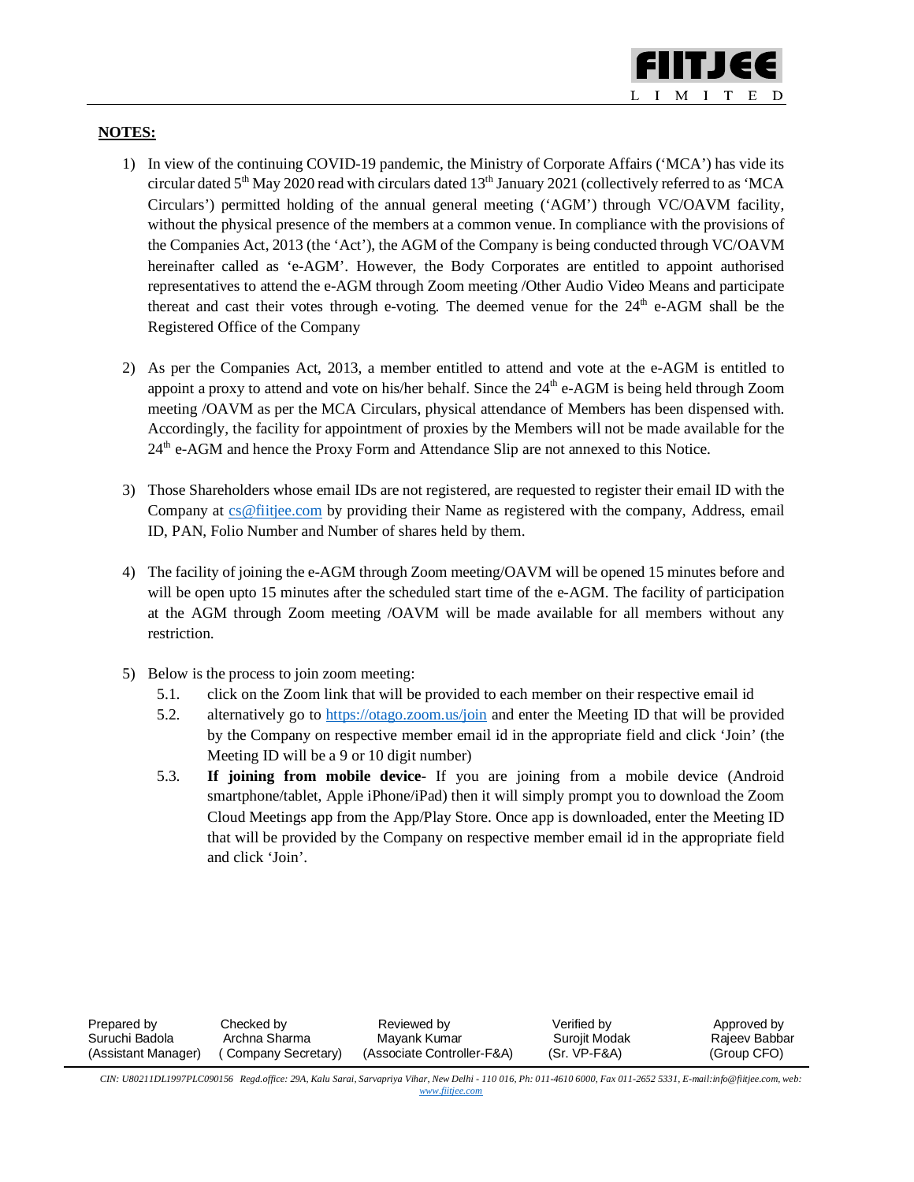**NOTES:**

1) In view of the continuing COVID-19 pandemic, the Ministry of Corporate Affairs ('MCA') has vide its circular dated 5th May 2020 read with circulars dated 13th January 2021 (collectively referred to as 'MCA Circulars') permitted holding of the annual general meeting ('AGM') through VC/OAVM facility, without the physical presence of the members at a common venue. In compliance with the provisions of the Companies Act, 2013 (the 'Act'), the AGM of the Company is being conducted through VC/OAVM hereinafter called as 'e-AGM'. However, the Body Corporates are entitled to appoint authorised representatives to attend the e-AGM through Zoom meeting /Other Audio Video Means and participate thereat and cast their votes through e-voting. The deemed venue for the 24th e-AGM shall be the Registered Office of the Company

2) As per the Companies Act, 2013, a member entitled to attend and vote at the e-AGM is entitled to appoint a proxy to attend and vote on his/her behalf. Since the 24th e-AGM is being held through Zoom meeting /OAVM as per the MCA Circulars, physical attendance of Members has been dispensed with. Accordingly, the facility for appointment of proxies by the Members will not be made available for the 24th e-AGM and hence the Proxy Form and Attendance Slip are not annexed to this Notice.

3) Those Shareholders whose email IDs are not registered, are requested to register their email ID with the Company at cs@fiitjee.com by providing their Name as registered with the company, Address, email ID, PAN, Folio Number and Number of shares held by them.

4) The facility of joining the e-AGM through Zoom meeting/OAVM will be opened 15 minutes before and will be open upto 15 minutes after the scheduled start time of the e-AGM. The facility of participation at the AGM through Zoom meeting /OAVM will be made available for all members without any restriction.

5) Below is the process to join zoom meeting:
   - 5.1. click on the Zoom link that will be provided to each member on their respective email id
   - 5.2. alternatively go to https://otago.zoom.us/join and enter the Meeting ID that will be provided by the Company on respective member email id in the appropriate field and click 'Join' (the Meeting ID will be a 9 or 10 digit number)
   - 5.3. **If joining from mobile device**- If you are joining from a mobile device (Android smartphone/tablet, Apple iPhone/iPad) then it will simply prompt you to download the Zoom Cloud Meetings app from the App/Play Store. Once app is downloaded, enter the Meeting ID that will be provided by the Company on respective member email id in the appropriate field and click 'Join'.

| Prepared by | Checked by | Reviewed by | Verified by | Approved by |
|---|---|---|---|---|
| Suruchi Badola | Archna Sharma | Mayank Kumar | Surojit Modak | Rajeev Babbar |
| (Assistant Manager) | ( Company Secretary) | (Associate Controller-F&A) | (Sr. VP-F&A) | (Group CFO) |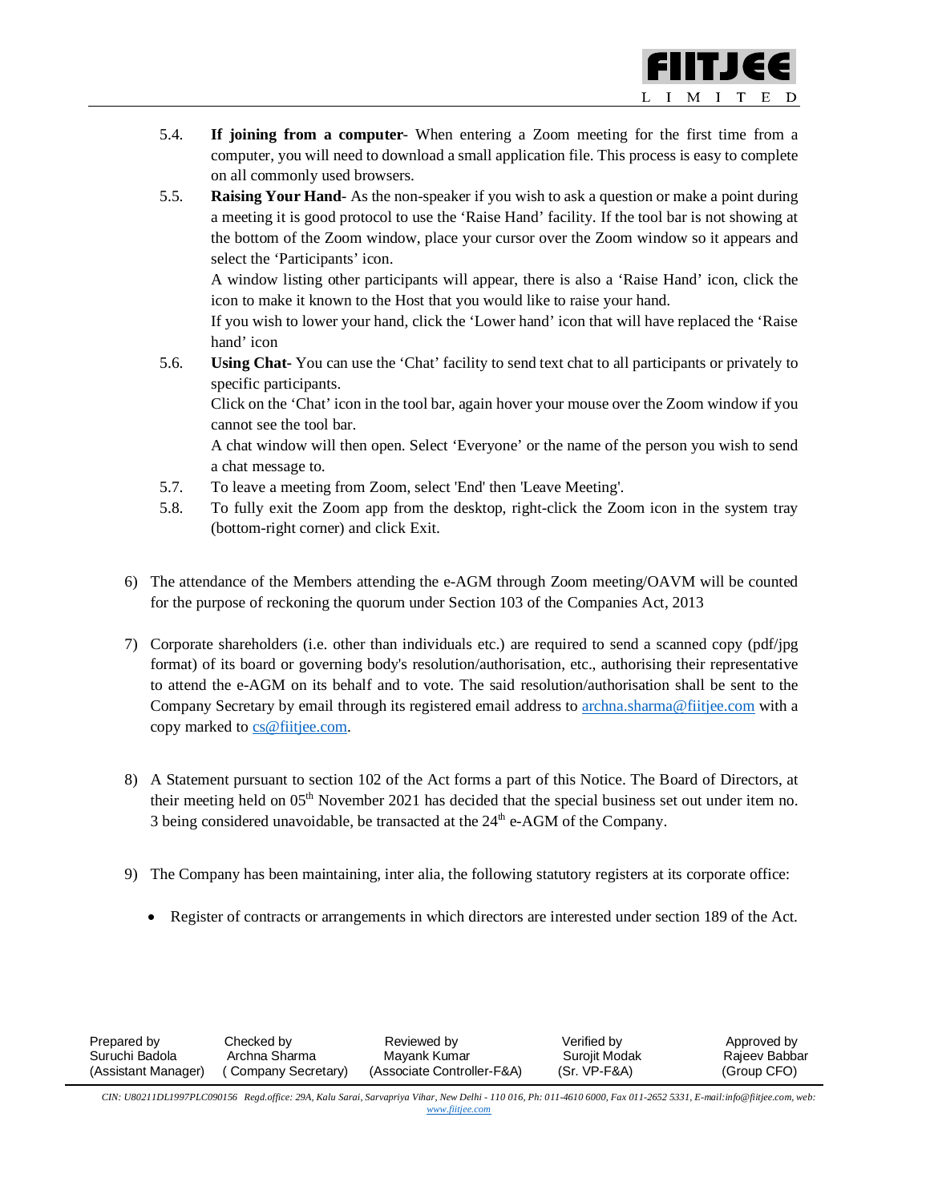5.4. **If joining from a computer**- When entering a Zoom meeting for the first time from a computer, you will need to download a small application file. This process is easy to complete on all commonly used browsers.

5.5. **Raising Your Hand**- As the non-speaker if you wish to ask a question or make a point during a meeting it is good protocol to use the 'Raise Hand' facility. If the tool bar is not showing at the bottom of the Zoom window, place your cursor over the Zoom window so it appears and select the 'Participants' icon.

A window listing other participants will appear, there is also a 'Raise Hand' icon, click the icon to make it known to the Host that you would like to raise your hand.

If you wish to lower your hand, click the 'Lower hand' icon that will have replaced the 'Raise hand' icon

5.6. **Using Chat**- You can use the 'Chat' facility to send text chat to all participants or privately to specific participants.

Click on the 'Chat' icon in the tool bar, again hover your mouse over the Zoom window if you cannot see the tool bar.

A chat window will then open. Select 'Everyone' or the name of the person you wish to send a chat message to.

5.7. To leave a meeting from Zoom, select 'End' then 'Leave Meeting'.

5.8. To fully exit the Zoom app from the desktop, right-click the Zoom icon in the system tray (bottom-right corner) and click Exit.

6) The attendance of the Members attending the e-AGM through Zoom meeting/OAVM will be counted for the purpose of reckoning the quorum under Section 103 of the Companies Act, 2013

7) Corporate shareholders (i.e. other than individuals etc.) are required to send a scanned copy (pdf/jpg format) of its board or governing body's resolution/authorisation, etc., authorising their representative to attend the e-AGM on its behalf and to vote. The said resolution/authorisation shall be sent to the Company Secretary by email through its registered email address to archna.sharma@fiitjee.com with a copy marked to cs@fiitjee.com.

8) A Statement pursuant to section 102 of the Act forms a part of this Notice. The Board of Directors, at their meeting held on 05th November 2021 has decided that the special business set out under item no. 3 being considered unavoidable, be transacted at the 24th e-AGM of the Company.

9) The Company has been maintaining, inter alia, the following statutory registers at its corporate office:

- Register of contracts or arrangements in which directors are interested under section 189 of the Act.

| Prepared by | Checked by | Reviewed by | Verified by | Approved by |
|---|---|---|---|---|
| Suruchi Badola | Archna Sharma | Mayank Kumar | Surojit Modak | Rajeev Babbar |
| (Assistant Manager) | (Company Secretary) | (Associate Controller-F&A) | (Sr. VP-F&A) | (Group CFO) |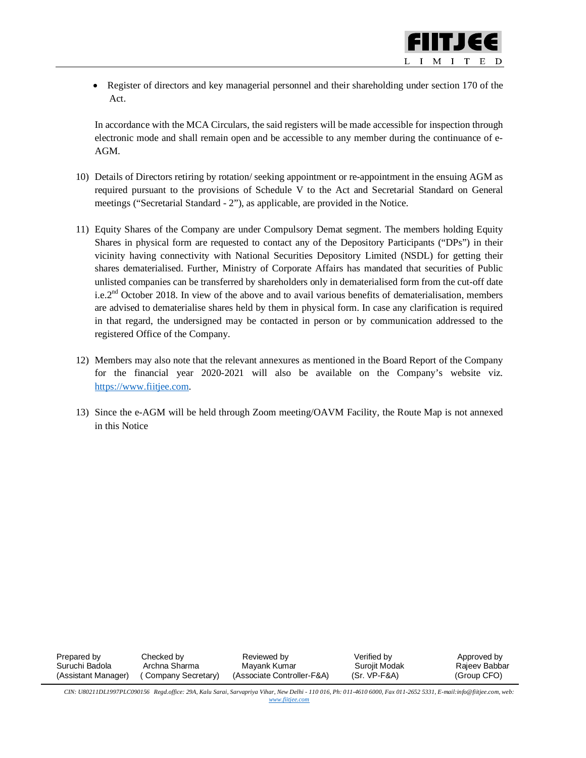- Register of directors and key managerial personnel and their shareholding under section 170 of the Act.

In accordance with the MCA Circulars, the said registers will be made accessible for inspection through electronic mode and shall remain open and be accessible to any member during the continuance of e-AGM.

10) Details of Directors retiring by rotation/ seeking appointment or re-appointment in the ensuing AGM as required pursuant to the provisions of Schedule V to the Act and Secretarial Standard on General meetings ("Secretarial Standard - 2"), as applicable, are provided in the Notice.

11) Equity Shares of the Company are under Compulsory Demat segment. The members holding Equity Shares in physical form are requested to contact any of the Depository Participants ("DPs") in their vicinity having connectivity with National Securities Depository Limited (NSDL) for getting their shares dematerialised. Further, Ministry of Corporate Affairs has mandated that securities of Public unlisted companies can be transferred by shareholders only in dematerialised form from the cut-off date i.e.2nd October 2018. In view of the above and to avail various benefits of dematerialisation, members are advised to dematerialise shares held by them in physical form. In case any clarification is required in that regard, the undersigned may be contacted in person or by communication addressed to the registered Office of the Company.

12) Members may also note that the relevant annexures as mentioned in the Board Report of the Company for the financial year 2020-2021 will also be available on the Company's website viz. https://www.fiitjee.com.

13) Since the e-AGM will be held through Zoom meeting/OAVM Facility, the Route Map is not annexed in this Notice

| Prepared by | Checked by | Reviewed by | Verified by | Approved by |
|---|---|---|---|---|
| Suruchi Badola | Archna Sharma | Mayank Kumar | Surojit Modak | Rajeev Babbar |
| (Assistant Manager) | ( Company Secretary) | (Associate Controller-F&A) | (Sr. VP-F&A) | (Group CFO) |

*CIN: U80211DL1997PLC090156 Regd.office: 29A, Kalu Sarai, Sarvapriya Vihar, New Delhi - 110 016, Ph: 011-4610 6000, Fax 011-2652 5331, E-mail:info@fiitjee.com, web: www.fiitjee.com*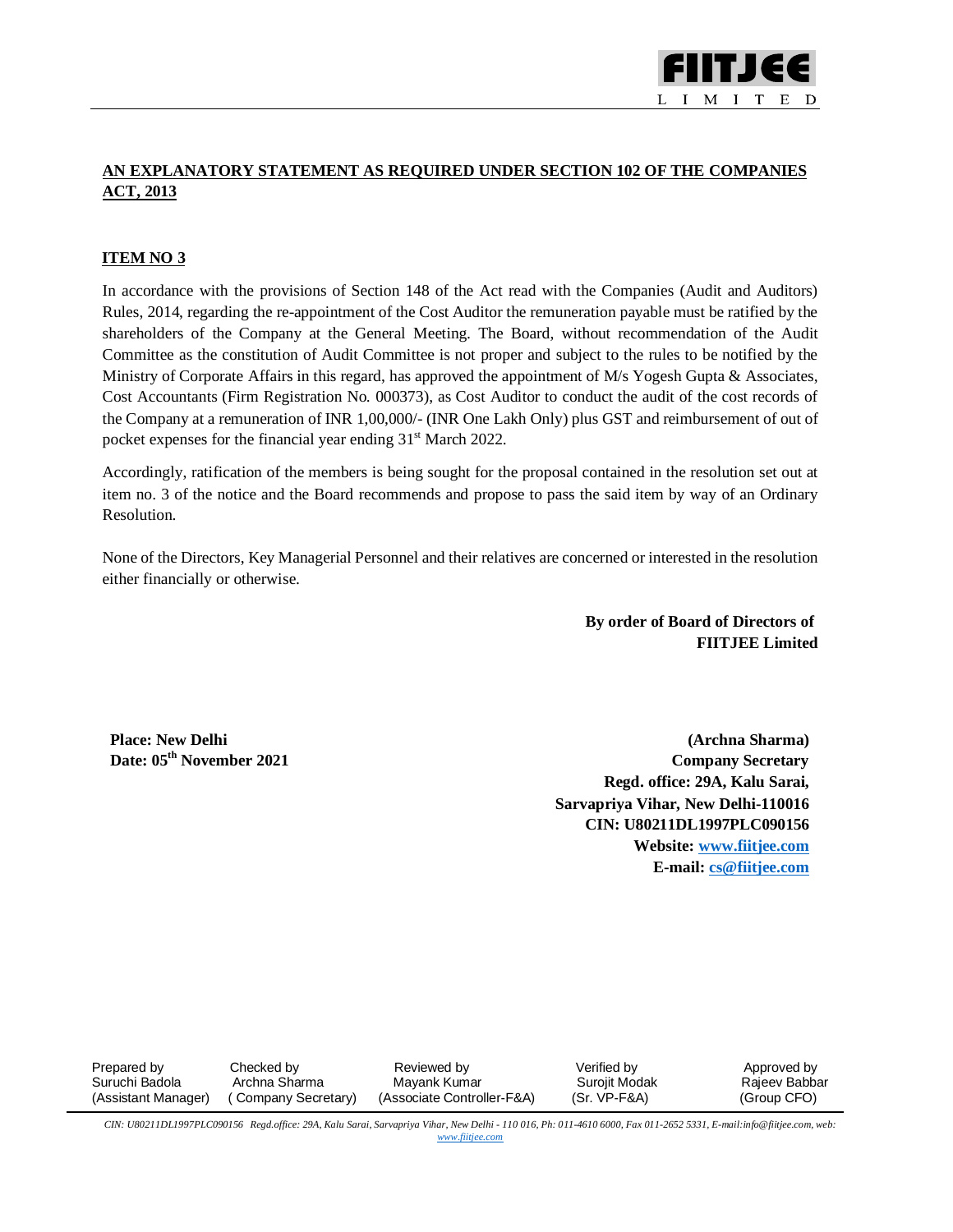## AN EXPLANATORY STATEMENT AS REQUIRED UNDER SECTION 102 OF THE COMPANIES ACT, 2013

### ITEM NO 3

In accordance with the provisions of Section 148 of the Act read with the Companies (Audit and Auditors) Rules, 2014, regarding the re-appointment of the Cost Auditor the remuneration payable must be ratified by the shareholders of the Company at the General Meeting. The Board, without recommendation of the Audit Committee as the constitution of Audit Committee is not proper and subject to the rules to be notified by the Ministry of Corporate Affairs in this regard, has approved the appointment of M/s Yogesh Gupta & Associates, Cost Accountants (Firm Registration No. 000373), as Cost Auditor to conduct the audit of the cost records of the Company at a remuneration of INR 1,00,000/- (INR One Lakh Only) plus GST and reimbursement of out of pocket expenses for the financial year ending 31st March 2022.

Accordingly, ratification of the members is being sought for the proposal contained in the resolution set out at item no. 3 of the notice and the Board recommends and propose to pass the said item by way of an Ordinary Resolution.

None of the Directors, Key Managerial Personnel and their relatives are concerned or interested in the resolution either financially or otherwise.

**By order of Board of Directors of**
**FIITJEE Limited**

**Place: New Delhi**
**Date: 05th November 2021**

**(Archna Sharma)**
**Company Secretary**
**Regd. office: 29A, Kalu Sarai, Sarvapriya Vihar, New Delhi-110016**
**CIN: U80211DL1997PLC090156**
**Website: www.fiitjee.com**
**E-mail: cs@fiitjee.com**

| Prepared by | Checked by | Reviewed by | Verified by | Approved by |
|---|---|---|---|---|
| Suruchi Badola | Archna Sharma | Mayank Kumar | Surojit Modak | Rajeev Babbar |
| (Assistant Manager) | ( Company Secretary) | (Associate Controller-F&A) | (Sr. VP-F&A) | (Group CFO) |

*CIN: U80211DL1997PLC090156 Regd.office: 29A, Kalu Sarai, Sarvapriya Vihar, New Delhi - 110 016, Ph: 011-4610 6000, Fax 011-2652 5331, E-mail:info@fiitjee.com, web: www.fiitjee.com*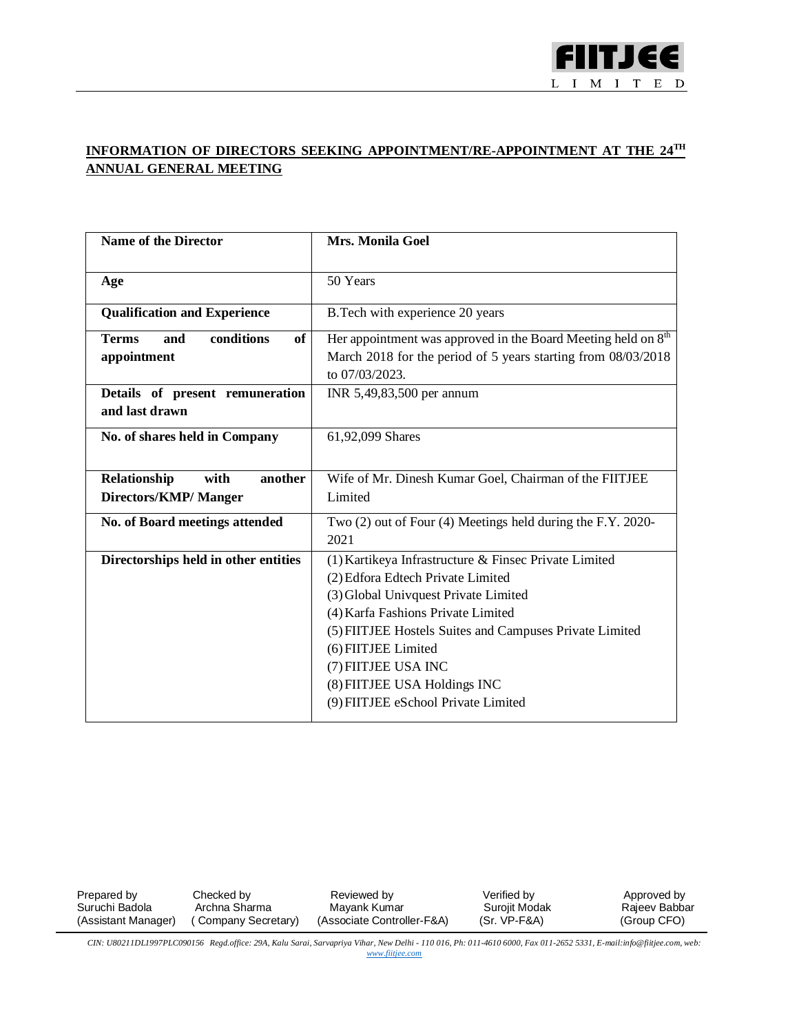## INFORMATION OF DIRECTORS SEEKING APPOINTMENT/RE-APPOINTMENT AT THE 24TH ANNUAL GENERAL MEETING

| | |
|---|---|
| **Name of the Director** | **Mrs. Monila Goel** |
| **Age** | 50 Years |
| **Qualification and Experience** | B.Tech with experience 20 years |
| **Terms and conditions of appointment** | Her appointment was approved in the Board Meeting held on 8th March 2018 for the period of 5 years starting from 08/03/2018 to 07/03/2023. |
| **Details of present remuneration and last drawn** | INR 5,49,83,500 per annum |
| **No. of shares held in Company** | 61,92,099 Shares |
| **Relationship with another Directors/KMP/ Manger** | Wife of Mr. Dinesh Kumar Goel, Chairman of the FIITJEE Limited |
| **No. of Board meetings attended** | Two (2) out of Four (4) Meetings held during the F.Y. 2020-2021 |
| **Directorships held in other entities** | (1) Kartikeya Infrastructure & Finsec Private Limited<br>(2) Edfora Edtech Private Limited<br>(3) Global Univquest Private Limited<br>(4) Karfa Fashions Private Limited<br>(5) FIITJEE Hostels Suites and Campuses Private Limited<br>(6) FIITJEE Limited<br>(7) FIITJEE USA INC<br>(8) FIITJEE USA Holdings INC<br>(9) FIITJEE eSchool Private Limited |

| Prepared by | Checked by | Reviewed by | Verified by | Approved by |
|---|---|---|---|---|
| Suruchi Badola | Archna Sharma | Mayank Kumar | Surojit Modak | Rajeev Babbar |
| (Assistant Manager) | ( Company Secretary) | (Associate Controller-F&A) | (Sr. VP-F&A) | (Group CFO) |